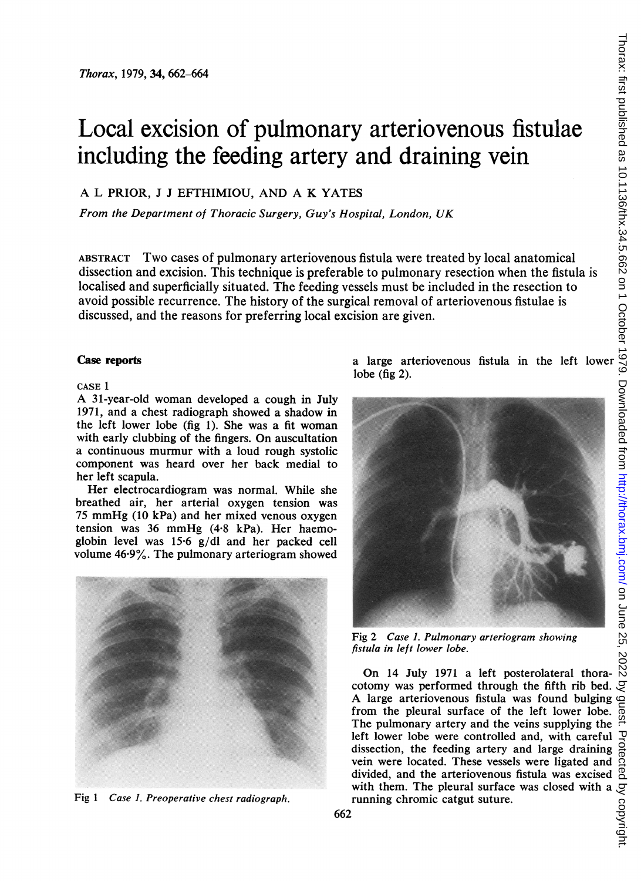# Local excision of pulmonary arteriovenous fistulae including the feeding artery and draining vein

A L PRIOR, J J EFTHIMIOU, AND A K YATES

*From the Department of Thoracic Surgery, Guy's Hospital, London, UK*

ABSTRACT Two cases of pulmonary arteriovenous fistula were treated by local anatomical dissection and excision. This technique is preferable to pulmonary resection when the fistula is localised and superficially situated. The feeding vessels must be included in the resection to avoid possible recurrence. The history of the surgical removal of arteriovenous fistulae is discussed, and the reasons for preferring local excision are given.

## Case reports

### CASE 1

A 31-year-old woman developed a cough in July 1971, and a chest radiograph showed a shadow in the left lower lobe (fig 1). She was a fit woman with early clubbing of the fingers. On auscultation a continuous murmur with a loud rough systolic component was heard over her back medial to her left scapula.

Her electrocardiogram was normal. While she breathed air, her arterial oxygen tension was 75 mmHg (10 kPa) and her mixed venous oxygen tension was 36 mmHg (4·8 kPa). Her haemoglobin level was 15·6 g/dl and her packed cell volume 46·9%. The pulmonary arteriogram showed a large arteriovenous fistula in the left lower lobe (fig 2).

Fig 1 *Case 1. Preoperative chest radiograph.*

Fig 2 *Case 1. Pulmonary arteriogram showing fistula in left lower lobe.*

On 14 July 1971 a left posterolateral thoracotomy was performed through the fifth rib bed. A large arteriovenous fistula was found bulging from the pleural surface of the left lower lobe. The pulmonary artery and the veins supplying the left lower lobe were controlled and, with careful dissection, the feeding artery and large draining vein were located. These vessels were ligated and divided, and the arteriovenous fistula was excised with them. The pleural surface was closed with a running chromic catgut suture.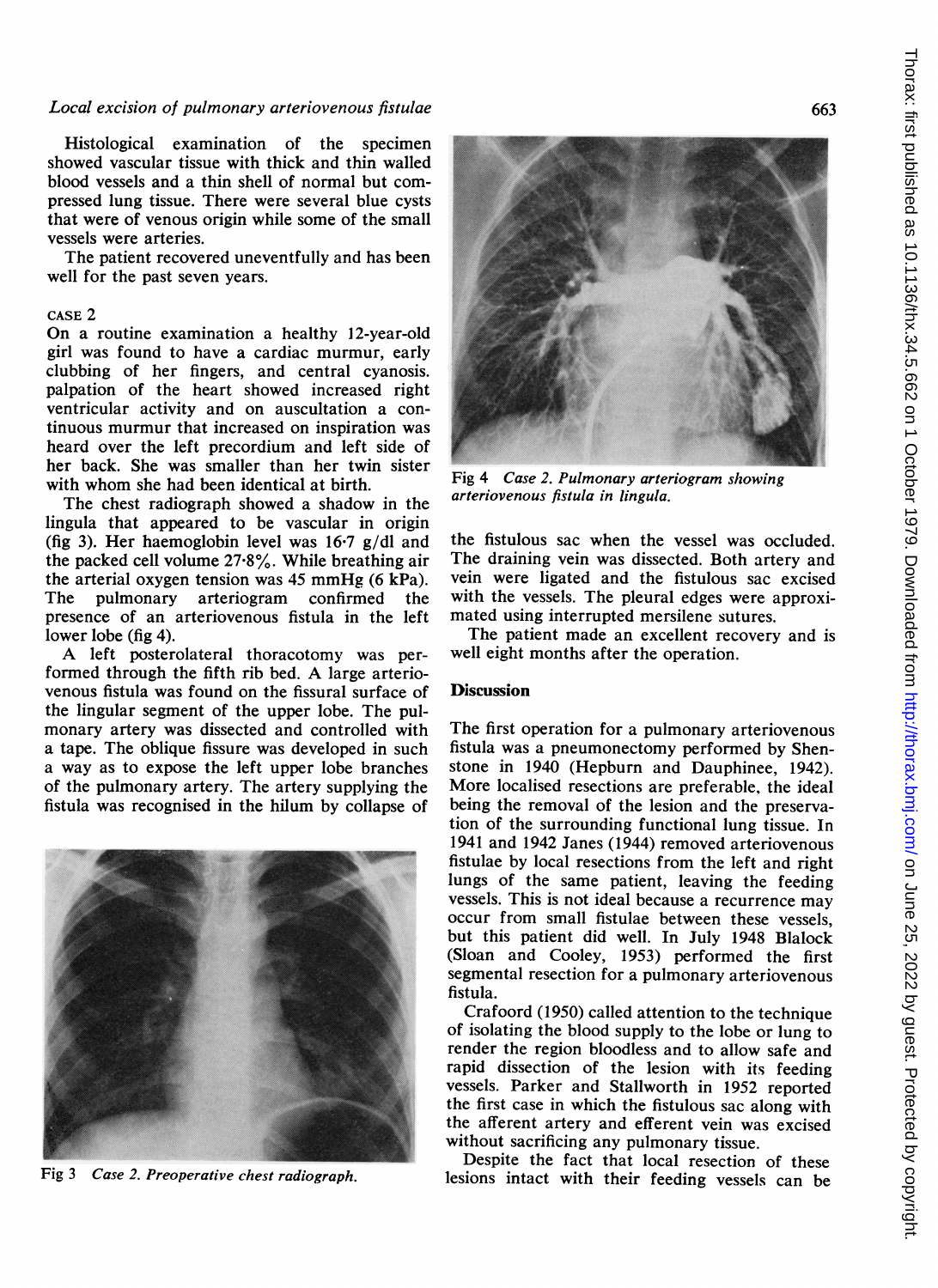Histological examination of the specimen showed vascular tissue with thick and thin walled blood vessels and a thin shell of normal but compressed lung tissue. There were several blue cysts that were of venous origin while some of the small vessels were arteries.

The patient recovered uneventfully and has been well for the past seven years.

CASE 2

On a routine examination a healthy 12-year-old girl was found to have a cardiac murmur, early clubbing of her fingers, and central cyanosis. palpation of the heart showed increased right ventricular activity and on auscultation a continuous murmur that increased on inspiration was heard over the left precordium and left side of her back. She was smaller than her twin sister with whom she had been identical at birth.

The chest radiograph showed a shadow in the lingula that appeared to be vascular in origin (fig 3). Her haemoglobin level was 16·7 g/dl and the packed cell volume 27·8%. While breathing air the arterial oxygen tension was 45 mmHg (6 kPa). The pulmonary arteriogram confirmed the presence of an arteriovenous fistula in the left lower lobe (fig 4).

A left posterolateral thoracotomy was performed through the fifth rib bed. A large arteriovenous fistula was found on the fissural surface of the lingular segment of the upper lobe. The pulmonary artery was dissected and controlled with a tape. The oblique fissure was developed in such a way as to expose the left upper lobe branches of the pulmonary artery. The artery supplying the fistula was recognised in the hilum by collapse of the fistulous sac when the vessel was occluded. The draining vein was dissected. Both artery and vein were ligated and the fistulous sac excised with the vessels. The pleural edges were approximated using interrupted mersilene sutures.

The patient made an excellent recovery and is well eight months after the operation.

Fig 3 *Case 2. Preoperative chest radiograph.*

Fig 4 *Case 2. Pulmonary arteriogram showing arteriovenous fistula in lingula.*

## Discussion

The first operation for a pulmonary arteriovenous fistula was a pneumonectomy performed by Shenstone in 1940 (Hepburn and Dauphinee, 1942). More localised resections are preferable, the ideal being the removal of the lesion and the preservation of the surrounding functional lung tissue. In 1941 and 1942 Janes (1944) removed arteriovenous fistulae by local resections from the left and right lungs of the same patient, leaving the feeding vessels. This is not ideal because a recurrence may occur from small fistulae between these vessels, but this patient did well. In July 1948 Blalock (Sloan and Cooley, 1953) performed the first segmental resection for a pulmonary arteriovenous fistula.

Crafoord (1950) called attention to the technique of isolating the blood supply to the lobe or lung to render the region bloodless and to allow safe and rapid dissection of the lesion with its feeding vessels. Parker and Stallworth in 1952 reported the first case in which the fistulous sac along with the afferent artery and efferent vein was excised without sacrificing any pulmonary tissue.

Despite the fact that local resection of these lesions intact with their feeding vessels can be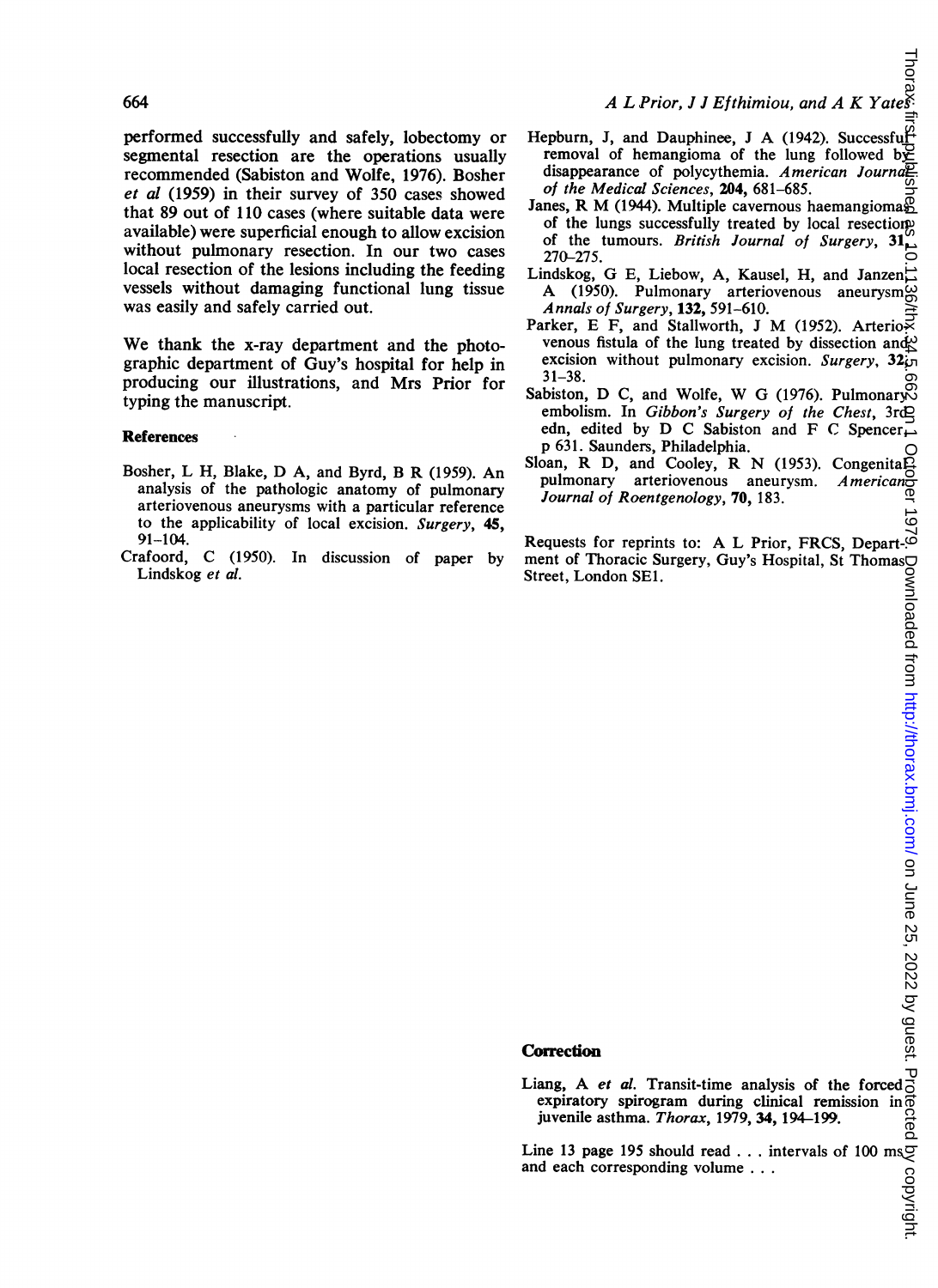performed successfully and safely, lobectomy or segmental resection are the operations usually recommended (Sabiston and Wolfe, 1976). Bosher *et al* (1959) in their survey of 350 cases showed that 89 out of 110 cases (where suitable data were available) were superficial enough to allow excision without pulmonary resection. In our two cases local resection of the lesions including the feeding vessels without damaging functional lung tissue was easily and safely carried out.

We thank the x-ray department and the photographic department of Guy's hospital for help in producing our illustrations, and Mrs Prior for typing the manuscript.

## References

Bosher, L H, Blake, D A, and Byrd, B R (1959). An analysis of the pathologic anatomy of pulmonary arteriovenous aneurysms with a particular reference to the applicability of local excision. *Surgery*, **45**, 91–104.

Crafoord, C (1950). In discussion of paper by Lindskog *et al*.

Hepburn, J, and Dauphinee, J A (1942). Successful removal of hemangioma of the lung followed by disappearance of polycythemia. *American Journal of the Medical Sciences*, **204**, 681–685.

Janes, R M (1944). Multiple cavernous haemangiomas of the lungs successfully treated by local resection of the tumours. *British Journal of Surgery*, **31**, 270–275.

Lindskog, G E, Liebow, A, Kausel, H, and Janzen, A (1950). Pulmonary arteriovenous aneurysm. *Annals of Surgery*, **132**, 591–610.

Parker, E F, and Stallworth, J M (1952). Arteriovenous fistula of the lung treated by dissection and excision without pulmonary excision. *Surgery*, **32**, 31–38.

Sabiston, D C, and Wolfe, W G (1976). Pulmonary embolism. In *Gibbon's Surgery of the Chest*, 3rd edn, edited by D C Sabiston and F C Spencer, p 631. Saunders, Philadelphia.

Sloan, R D, and Cooley, R N (1953). Congenital pulmonary arteriovenous aneurysm. *American Journal of Roentgenology*, **70**, 183.

Requests for reprints to: A L Prior, FRCS, Department of Thoracic Surgery, Guy's Hospital, St Thomas Street, London SE1.

## Correction

Liang, A *et al*. Transit-time analysis of the forced expiratory spirogram during clinical remission in juvenile asthma. *Thorax*, 1979, **34**, 194–199.

Line 13 page 195 should read . . . intervals of 100 ms and each corresponding volume . . .